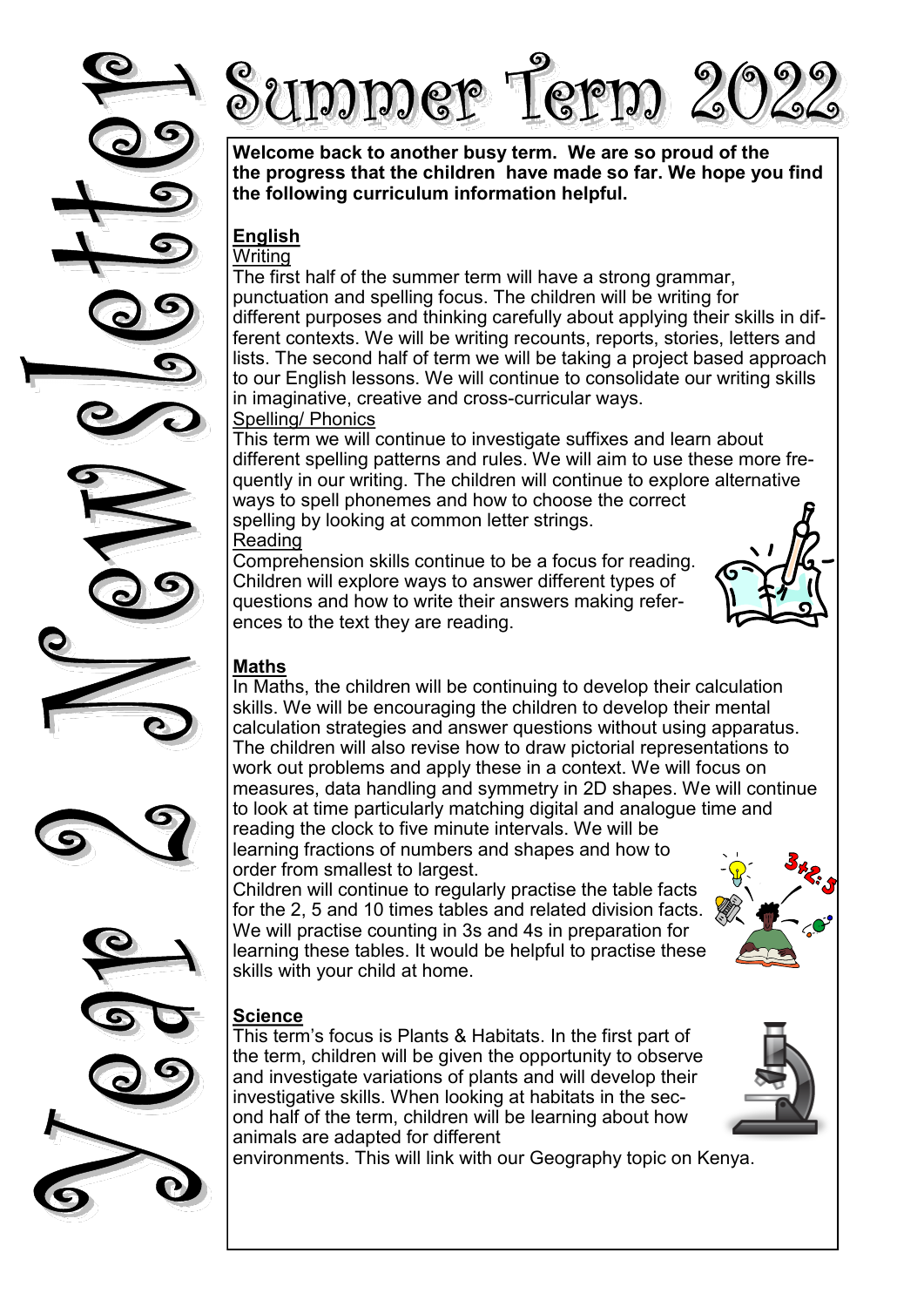# Year 2 Newsletter

# Summer Term 2022

**Welcome back to another busy term. We are so proud of the the progress that the children have made so far. We hope you find the following curriculum information helpful.**

## English

### Writing

The first half of the summer term will have a strong grammar, punctuation and spelling focus. The children will be writing for different purposes and thinking carefully about applying their skills in different contexts. We will be writing recounts, reports, stories, letters and lists. The second half of term we will be taking a project based approach to our English lessons. We will continue to consolidate our writing skills in imaginative, creative and cross-curricular ways.

### Spelling/ Phonics

This term we will continue to investigate suffixes and learn about different spelling patterns and rules. We will aim to use these more frequently in our writing. The children will continue to explore alternative ways to spell phonemes and how to choose the correct spelling by looking at common letter strings.

### Reading

Comprehension skills continue to be a focus for reading. Children will explore ways to answer different types of questions and how to write their answers making references to the text they are reading.

## Maths

In Maths, the children will be continuing to develop their calculation skills. We will be encouraging the children to develop their mental calculation strategies and answer questions without using apparatus. The children will also revise how to draw pictorial representations to work out problems and apply these in a context. We will focus on measures, data handling and symmetry in 2D shapes. We will continue to look at time particularly matching digital and analogue time and reading the clock to five minute intervals. We will be learning fractions of numbers and shapes and how to order from smallest to largest.

Children will continue to regularly practise the table facts for the 2, 5 and 10 times tables and related division facts. We will practise counting in 3s and 4s in preparation for learning these tables. It would be helpful to practise these skills with your child at home.

## Science

This term's focus is Plants & Habitats. In the first part of the term, children will be given the opportunity to observe and investigate variations of plants and will develop their investigative skills. When looking at habitats in the second half of the term, children will be learning about how animals are adapted for different environments. This will link with our Geography topic on Kenya.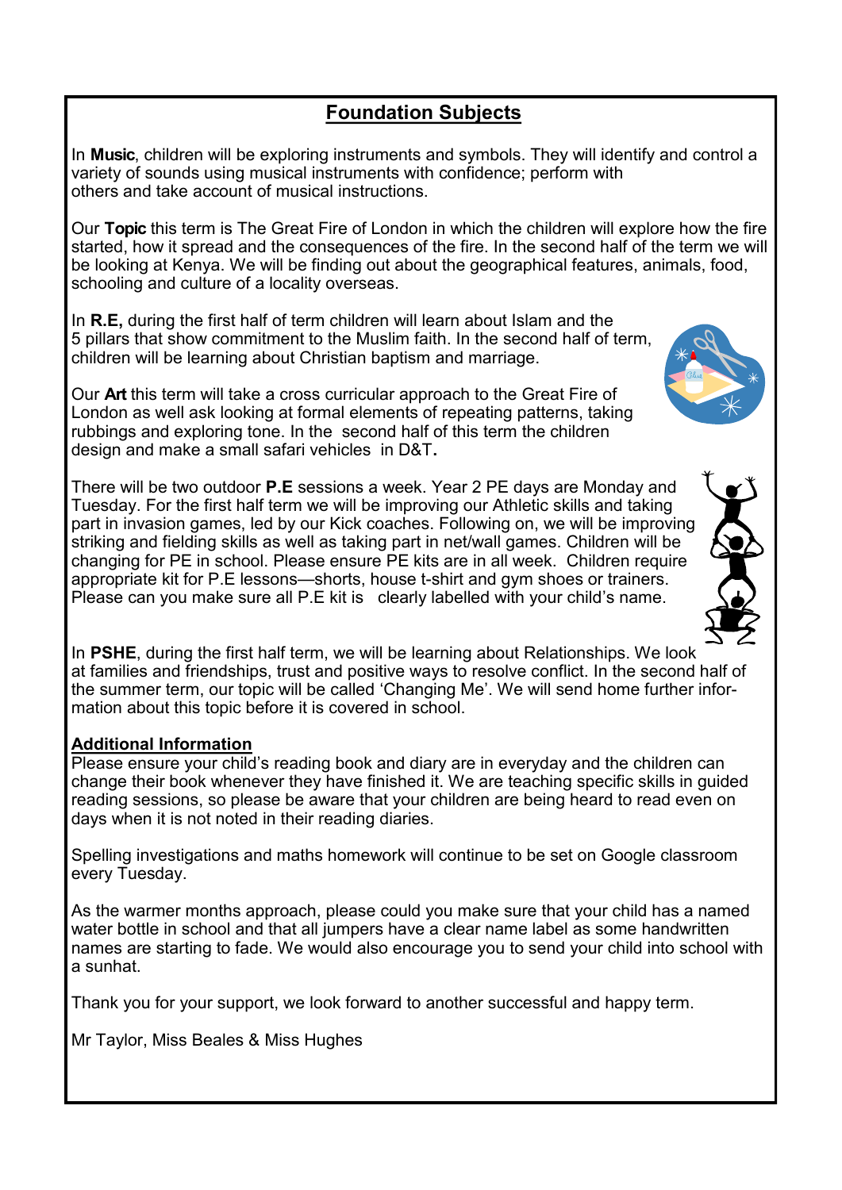## Foundation Subjects

In **Music**, children will be exploring instruments and symbols. They will identify and control a variety of sounds using musical instruments with confidence; perform with others and take account of musical instructions.

Our **Topic** this term is The Great Fire of London in which the children will explore how the fire started, how it spread and the consequences of the fire. In the second half of the term we will be looking at Kenya. We will be finding out about the geographical features, animals, food, schooling and culture of a locality overseas.

In **R.E,** during the first half of term children will learn about Islam and the 5 pillars that show commitment to the Muslim faith. In the second half of term, children will be learning about Christian baptism and marriage.

Our **Art** this term will take a cross curricular approach to the Great Fire of London as well ask looking at formal elements of repeating patterns, taking rubbings and exploring tone. In the second half of this term the children design and make a small safari vehicles in D&T**.**

There will be two outdoor **P.E** sessions a week. Year 2 PE days are Monday and Tuesday. For the first half term we will be improving our Athletic skills and taking part in invasion games, led by our Kick coaches. Following on, we will be improving striking and fielding skills as well as taking part in net/wall games. Children will be changing for PE in school. Please ensure PE kits are in all week. Children require appropriate kit for P.E lessons—shorts, house t-shirt and gym shoes or trainers. Please can you make sure all P.E kit is clearly labelled with your child's name.

In **PSHE**, during the first half term, we will be learning about Relationships. We look at families and friendships, trust and positive ways to resolve conflict. In the second half of the summer term, our topic will be called 'Changing Me'. We will send home further information about this topic before it is covered in school.

**Additional Information**

Please ensure your child's reading book and diary are in everyday and the children can change their book whenever they have finished it. We are teaching specific skills in guided reading sessions, so please be aware that your children are being heard to read even on days when it is not noted in their reading diaries.

Spelling investigations and maths homework will continue to be set on Google classroom every Tuesday.

As the warmer months approach, please could you make sure that your child has a named water bottle in school and that all jumpers have a clear name label as some handwritten names are starting to fade. We would also encourage you to send your child into school with a sunhat.

Thank you for your support, we look forward to another successful and happy term.

Mr Taylor, Miss Beales & Miss Hughes